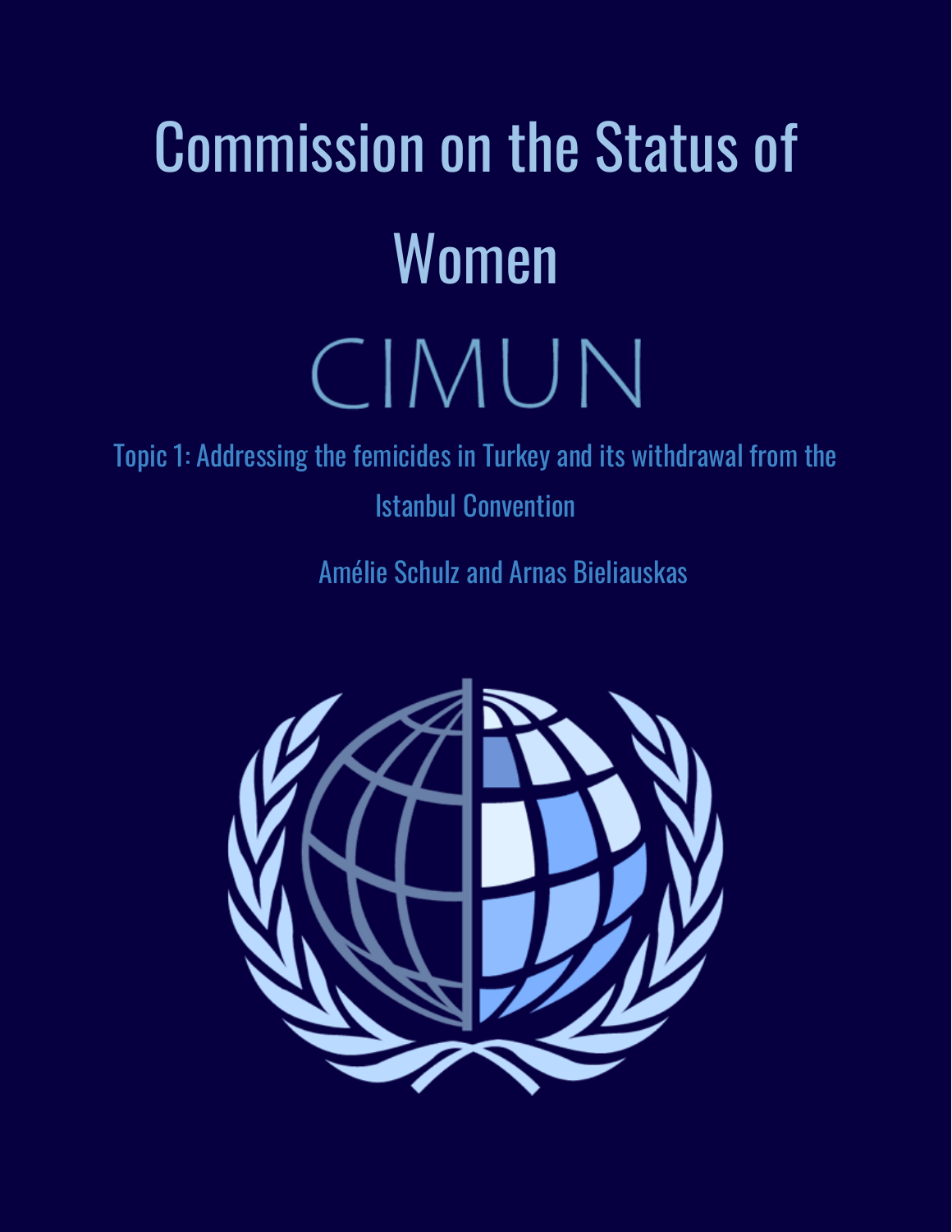# Commission on the Status of Women

## CIMUN

Topic 1: Addressing the femicides in Turkey and its withdrawal from the Istanbul Convention

Amélie Schulz and Arnas Bieliauskas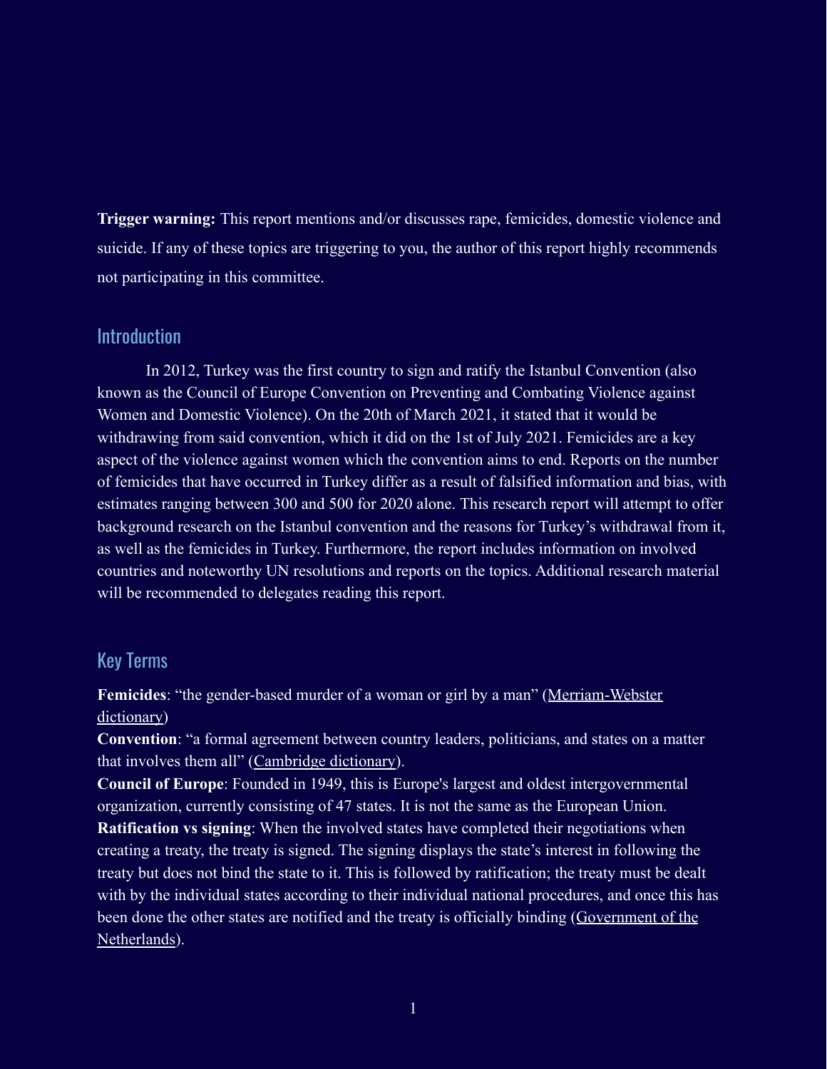**Trigger warning:** This report mentions and/or discusses rape, femicides, domestic violence and suicide. If any of these topics are triggering to you, the author of this report highly recommends not participating in this committee.

## Introduction

In 2012, Turkey was the first country to sign and ratify the Istanbul Convention (also known as the Council of Europe Convention on Preventing and Combating Violence against Women and Domestic Violence). On the 20th of March 2021, it stated that it would be withdrawing from said convention, which it did on the 1st of July 2021. Femicides are a key aspect of the violence against women which the convention aims to end. Reports on the number of femicides that have occurred in Turkey differ as a result of falsified information and bias, with estimates ranging between 300 and 500 for 2020 alone. This research report will attempt to offer background research on the Istanbul convention and the reasons for Turkey's withdrawal from it, as well as the femicides in Turkey. Furthermore, the report includes information on involved countries and noteworthy UN resolutions and reports on the topics. Additional research material will be recommended to delegates reading this report.

## Key Terms

**Femicides**: "the gender-based murder of a woman or girl by a man" (Merriam-Webster dictionary)

**Convention**: "a formal agreement between country leaders, politicians, and states on a matter that involves them all" (Cambridge dictionary).

**Council of Europe**: Founded in 1949, this is Europe's largest and oldest intergovernmental organization, currently consisting of 47 states. It is not the same as the European Union.

**Ratification vs signing**: When the involved states have completed their negotiations when creating a treaty, the treaty is signed. The signing displays the state's interest in following the treaty but does not bind the state to it. This is followed by ratification; the treaty must be dealt with by the individual states according to their individual national procedures, and once this has been done the other states are notified and the treaty is officially binding (Government of the Netherlands).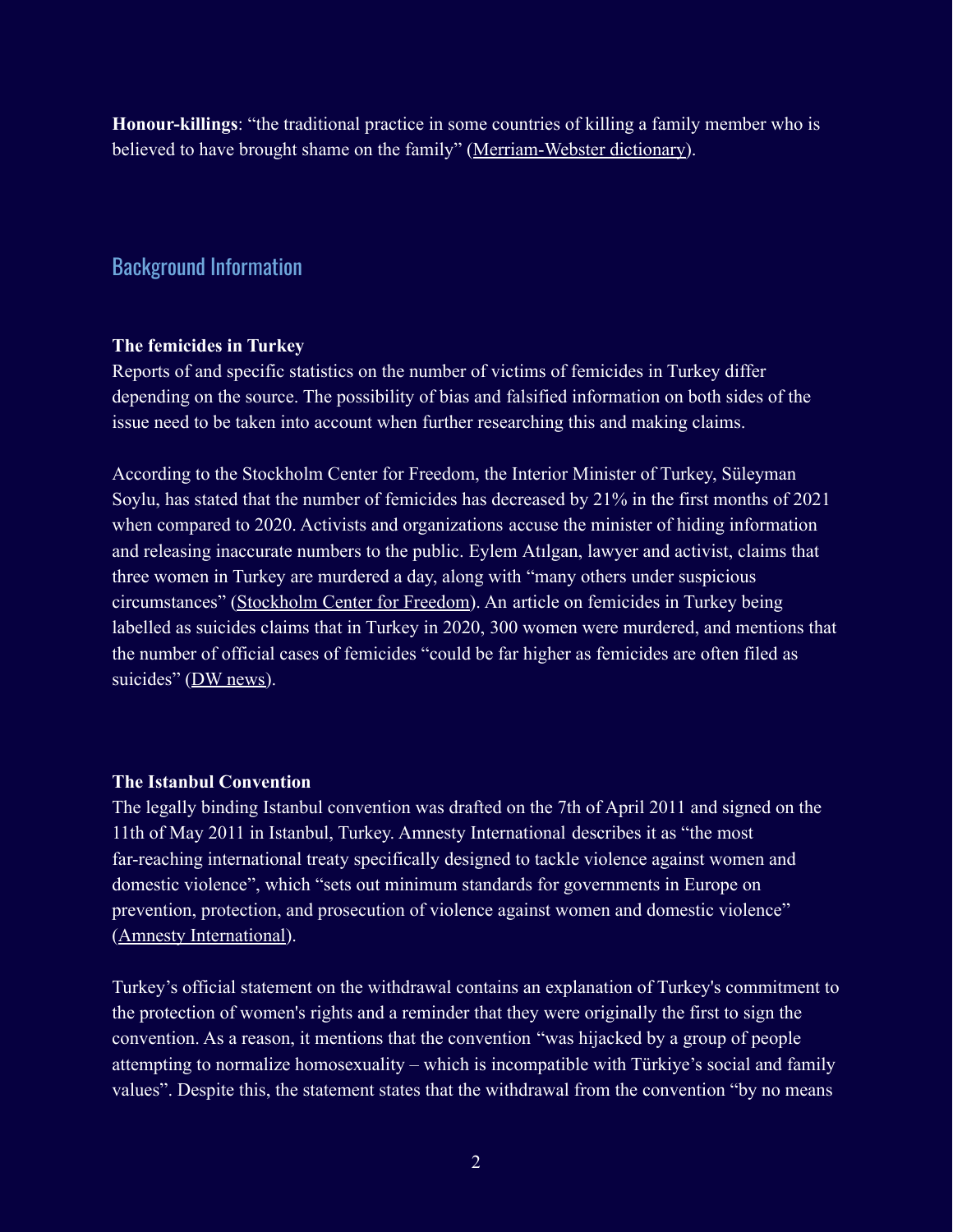**Honour-killings**: "the traditional practice in some countries of killing a family member who is believed to have brought shame on the family" (Merriam-Webster dictionary).

## Background Information

**The femicides in Turkey**

Reports of and specific statistics on the number of victims of femicides in Turkey differ depending on the source. The possibility of bias and falsified information on both sides of the issue need to be taken into account when further researching this and making claims.

According to the Stockholm Center for Freedom, the Interior Minister of Turkey, Süleyman Soylu, has stated that the number of femicides has decreased by 21% in the first months of 2021 when compared to 2020. Activists and organizations accuse the minister of hiding information and releasing inaccurate numbers to the public. Eylem Atılgan, lawyer and activist, claims that three women in Turkey are murdered a day, along with "many others under suspicious circumstances" (Stockholm Center for Freedom). An article on femicides in Turkey being labelled as suicides claims that in Turkey in 2020, 300 women were murdered, and mentions that the number of official cases of femicides "could be far higher as femicides are often filed as suicides" (DW news).

**The Istanbul Convention**

The legally binding Istanbul convention was drafted on the 7th of April 2011 and signed on the 11th of May 2011 in Istanbul, Turkey. Amnesty International describes it as "the most far-reaching international treaty specifically designed to tackle violence against women and domestic violence", which "sets out minimum standards for governments in Europe on prevention, protection, and prosecution of violence against women and domestic violence" (Amnesty International).

Turkey's official statement on the withdrawal contains an explanation of Turkey's commitment to the protection of women's rights and a reminder that they were originally the first to sign the convention. As a reason, it mentions that the convention "was hijacked by a group of people attempting to normalize homosexuality – which is incompatible with Türkiye's social and family values". Despite this, the statement states that the withdrawal from the convention "by no means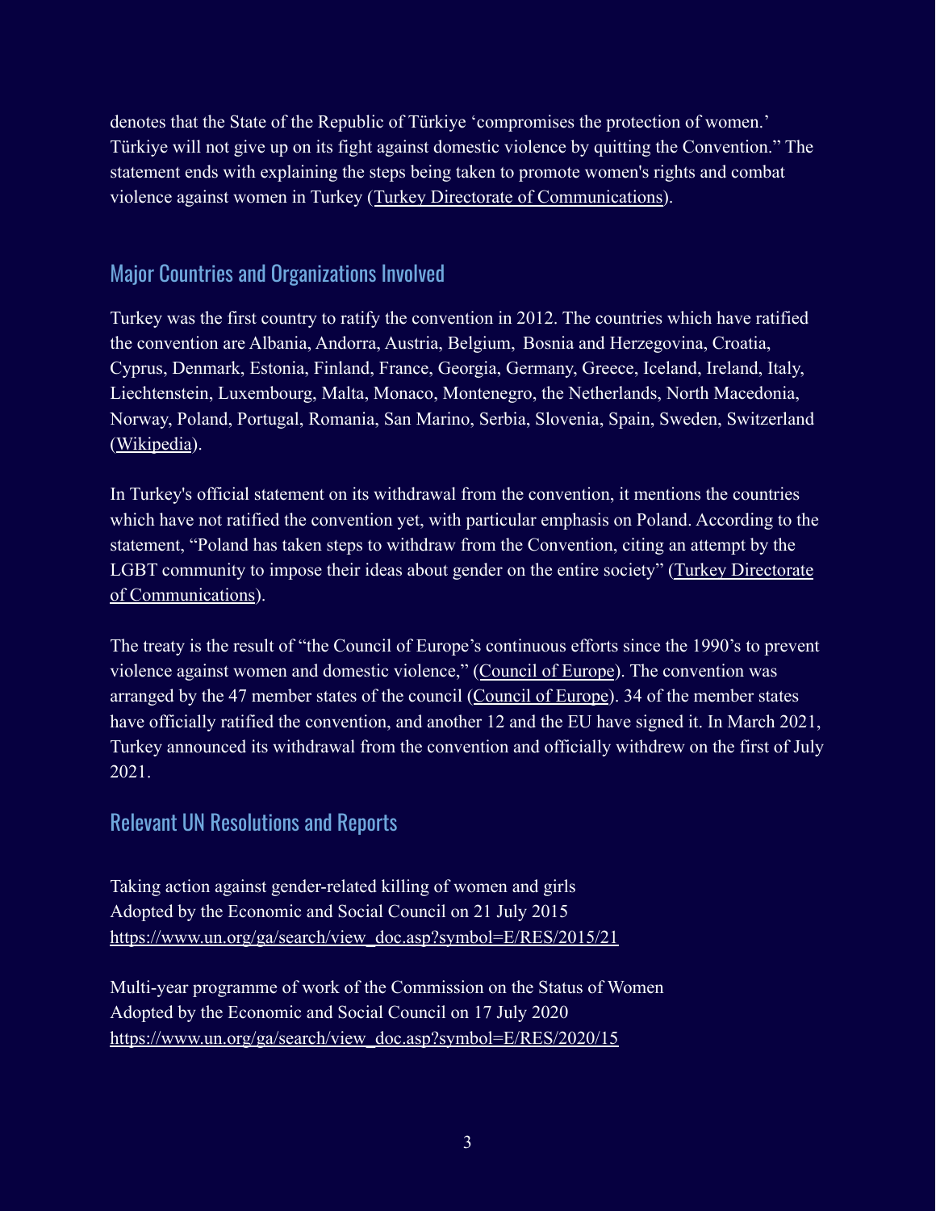denotes that the State of the Republic of Türkiye 'compromises the protection of women.' Türkiye will not give up on its fight against domestic violence by quitting the Convention." The statement ends with explaining the steps being taken to promote women's rights and combat violence against women in Turkey (Turkey Directorate of Communications).

## Major Countries and Organizations Involved

Turkey was the first country to ratify the convention in 2012. The countries which have ratified the convention are Albania, Andorra, Austria, Belgium, Bosnia and Herzegovina, Croatia, Cyprus, Denmark, Estonia, Finland, France, Georgia, Germany, Greece, Iceland, Ireland, Italy, Liechtenstein, Luxembourg, Malta, Monaco, Montenegro, the Netherlands, North Macedonia, Norway, Poland, Portugal, Romania, San Marino, Serbia, Slovenia, Spain, Sweden, Switzerland (Wikipedia).

In Turkey's official statement on its withdrawal from the convention, it mentions the countries which have not ratified the convention yet, with particular emphasis on Poland. According to the statement, "Poland has taken steps to withdraw from the Convention, citing an attempt by the LGBT community to impose their ideas about gender on the entire society" (Turkey Directorate of Communications).

The treaty is the result of "the Council of Europe's continuous efforts since the 1990's to prevent violence against women and domestic violence," (Council of Europe). The convention was arranged by the 47 member states of the council (Council of Europe). 34 of the member states have officially ratified the convention, and another 12 and the EU have signed it. In March 2021, Turkey announced its withdrawal from the convention and officially withdrew on the first of July 2021.

## Relevant UN Resolutions and Reports

Taking action against gender-related killing of women and girls
Adopted by the Economic and Social Council on 21 July 2015
https://www.un.org/ga/search/view_doc.asp?symbol=E/RES/2015/21

Multi-year programme of work of the Commission on the Status of Women
Adopted by the Economic and Social Council on 17 July 2020
https://www.un.org/ga/search/view_doc.asp?symbol=E/RES/2020/15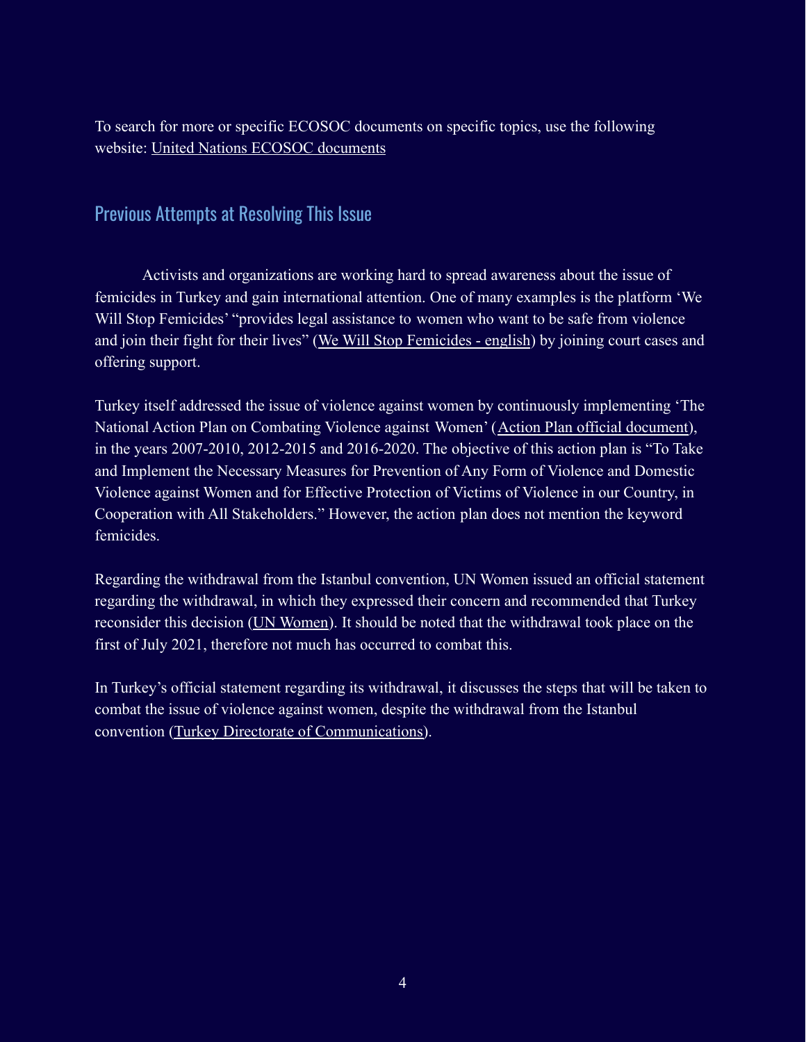To search for more or specific ECOSOC documents on specific topics, use the following website: United Nations ECOSOC documents

## Previous Attempts at Resolving This Issue

Activists and organizations are working hard to spread awareness about the issue of femicides in Turkey and gain international attention. One of many examples is the platform 'We Will Stop Femicides' "provides legal assistance to women who want to be safe from violence and join their fight for their lives" (We Will Stop Femicides - english) by joining court cases and offering support.

Turkey itself addressed the issue of violence against women by continuously implementing 'The National Action Plan on Combating Violence against Women' (Action Plan official document), in the years 2007-2010, 2012-2015 and 2016-2020. The objective of this action plan is "To Take and Implement the Necessary Measures for Prevention of Any Form of Violence and Domestic Violence against Women and for Effective Protection of Victims of Violence in our Country, in Cooperation with All Stakeholders." However, the action plan does not mention the keyword femicides.

Regarding the withdrawal from the Istanbul convention, UN Women issued an official statement regarding the withdrawal, in which they expressed their concern and recommended that Turkey reconsider this decision (UN Women). It should be noted that the withdrawal took place on the first of July 2021, therefore not much has occurred to combat this.

In Turkey's official statement regarding its withdrawal, it discusses the steps that will be taken to combat the issue of violence against women, despite the withdrawal from the Istanbul convention (Turkey Directorate of Communications).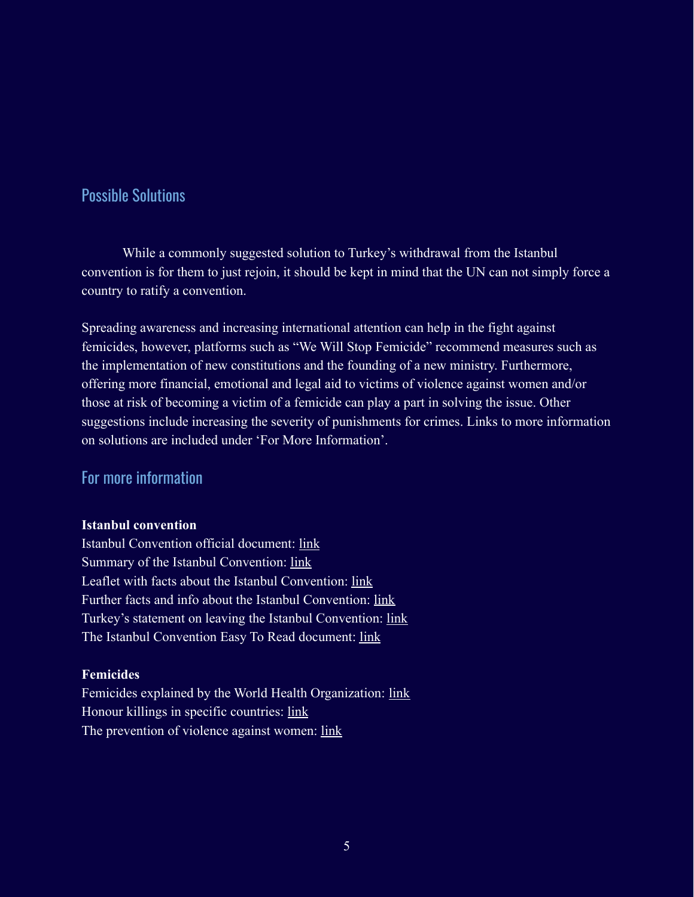## Possible Solutions

While a commonly suggested solution to Turkey's withdrawal from the Istanbul convention is for them to just rejoin, it should be kept in mind that the UN can not simply force a country to ratify a convention.

Spreading awareness and increasing international attention can help in the fight against femicides, however, platforms such as "We Will Stop Femicide" recommend measures such as the implementation of new constitutions and the founding of a new ministry. Furthermore, offering more financial, emotional and legal aid to victims of violence against women and/or those at risk of becoming a victim of a femicide can play a part in solving the issue. Other suggestions include increasing the severity of punishments for crimes. Links to more information on solutions are included under 'For More Information'.

## For more information

**Istanbul convention**

Istanbul Convention official document: link
Summary of the Istanbul Convention: link
Leaflet with facts about the Istanbul Convention: link
Further facts and info about the Istanbul Convention: link
Turkey's statement on leaving the Istanbul Convention: link
The Istanbul Convention Easy To Read document: link

**Femicides**

Femicides explained by the World Health Organization: link
Honour killings in specific countries: link
The prevention of violence against women: link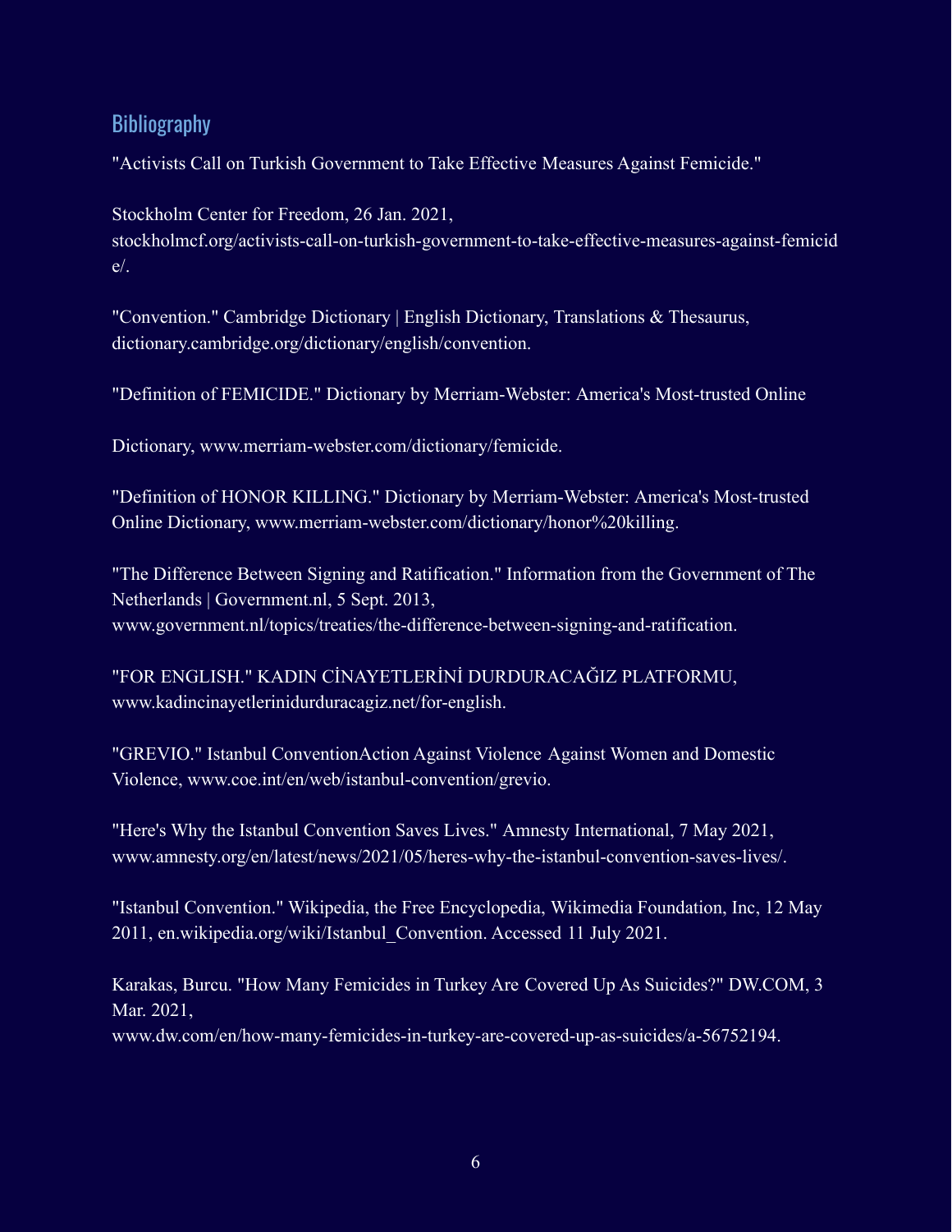## Bibliography

"Activists Call on Turkish Government to Take Effective Measures Against Femicide."

Stockholm Center for Freedom, 26 Jan. 2021, stockholmcf.org/activists-call-on-turkish-government-to-take-effective-measures-against-femicide/.

"Convention." Cambridge Dictionary | English Dictionary, Translations & Thesaurus, dictionary.cambridge.org/dictionary/english/convention.

"Definition of FEMICIDE." Dictionary by Merriam-Webster: America's Most-trusted Online

Dictionary, www.merriam-webster.com/dictionary/femicide.

"Definition of HONOR KILLING." Dictionary by Merriam-Webster: America's Most-trusted Online Dictionary, www.merriam-webster.com/dictionary/honor%20killing.

"The Difference Between Signing and Ratification." Information from the Government of The Netherlands | Government.nl, 5 Sept. 2013, www.government.nl/topics/treaties/the-difference-between-signing-and-ratification.

"FOR ENGLISH." KADIN CİNAYETLERİNİ DURDURACAĞIZ PLATFORMU, www.kadincinayetlerinidurduracagiz.net/for-english.

"GREVIO." Istanbul ConventionAction Against Violence Against Women and Domestic Violence, www.coe.int/en/web/istanbul-convention/grevio.

"Here's Why the Istanbul Convention Saves Lives." Amnesty International, 7 May 2021, www.amnesty.org/en/latest/news/2021/05/heres-why-the-istanbul-convention-saves-lives/.

"Istanbul Convention." Wikipedia, the Free Encyclopedia, Wikimedia Foundation, Inc, 12 May 2011, en.wikipedia.org/wiki/Istanbul_Convention. Accessed 11 July 2021.

Karakas, Burcu. "How Many Femicides in Turkey Are Covered Up As Suicides?" DW.COM, 3 Mar. 2021, www.dw.com/en/how-many-femicides-in-turkey-are-covered-up-as-suicides/a-56752194.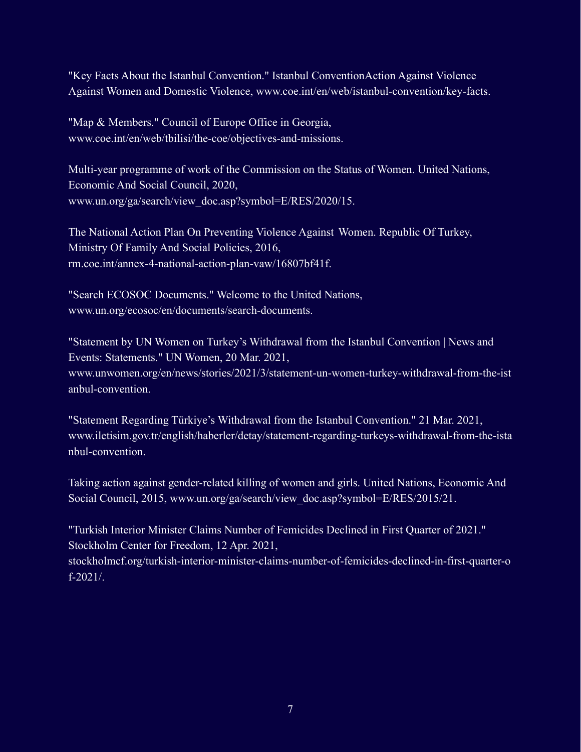"Key Facts About the Istanbul Convention." Istanbul ConventionAction Against Violence Against Women and Domestic Violence, www.coe.int/en/web/istanbul-convention/key-facts.

"Map & Members." Council of Europe Office in Georgia, www.coe.int/en/web/tbilisi/the-coe/objectives-and-missions.

Multi-year programme of work of the Commission on the Status of Women. United Nations, Economic And Social Council, 2020, www.un.org/ga/search/view_doc.asp?symbol=E/RES/2020/15.

The National Action Plan On Preventing Violence Against Women. Republic Of Turkey, Ministry Of Family And Social Policies, 2016, rm.coe.int/annex-4-national-action-plan-vaw/16807bf41f.

"Search ECOSOC Documents." Welcome to the United Nations, www.un.org/ecosoc/en/documents/search-documents.

"Statement by UN Women on Turkey's Withdrawal from the Istanbul Convention | News and Events: Statements." UN Women, 20 Mar. 2021, www.unwomen.org/en/news/stories/2021/3/statement-un-women-turkey-withdrawal-from-the-istanbul-convention.

"Statement Regarding Türkiye's Withdrawal from the Istanbul Convention." 21 Mar. 2021, www.iletisim.gov.tr/english/haberler/detay/statement-regarding-turkeys-withdrawal-from-the-istanbul-convention.

Taking action against gender-related killing of women and girls. United Nations, Economic And Social Council, 2015, www.un.org/ga/search/view_doc.asp?symbol=E/RES/2015/21.

"Turkish Interior Minister Claims Number of Femicides Declined in First Quarter of 2021." Stockholm Center for Freedom, 12 Apr. 2021, stockholmcf.org/turkish-interior-minister-claims-number-of-femicides-declined-in-first-quarter-of-2021/.